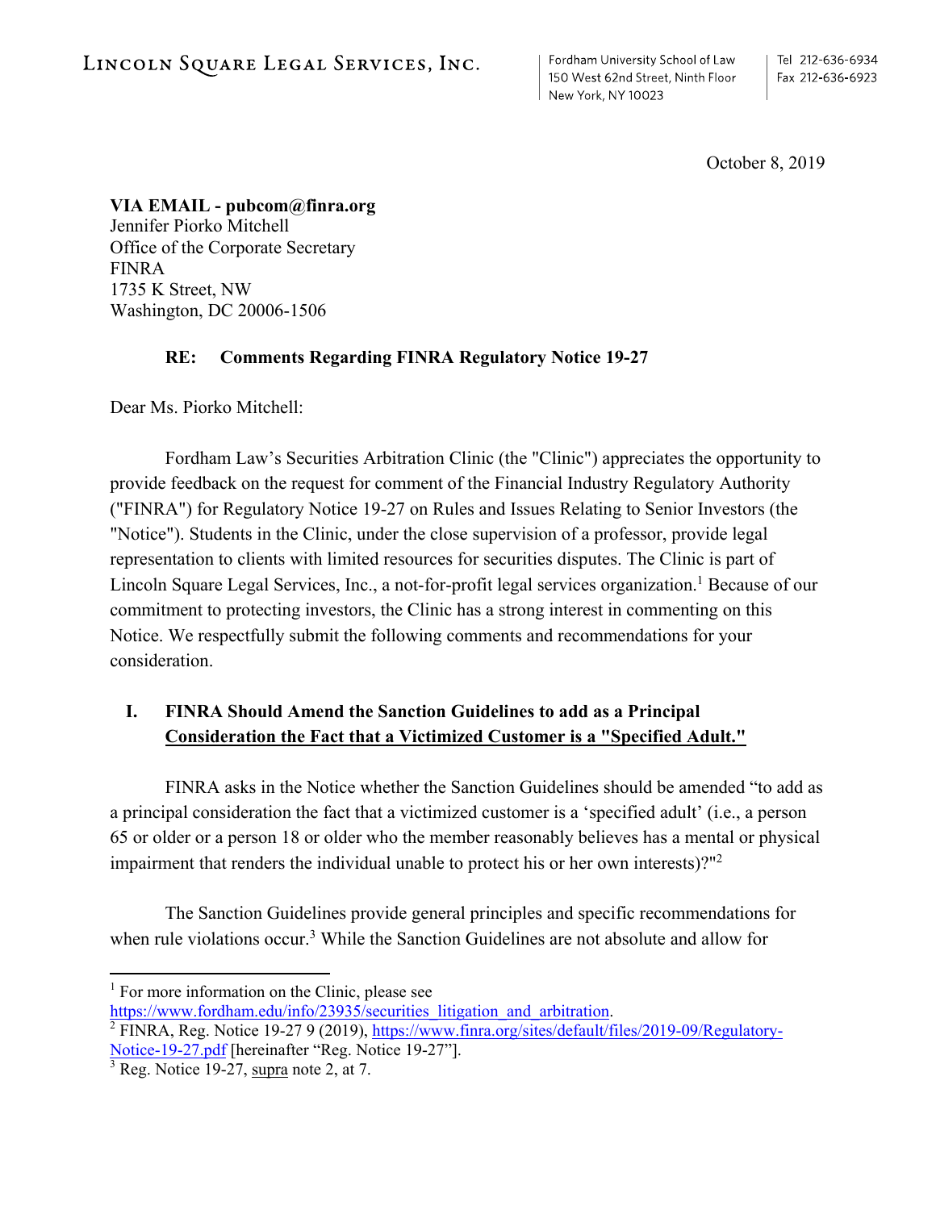LINCOLN SQUARE LEGAL SERVICES, INC.

Fordham University School of Law
150 West 62nd Street, Ninth Floor
New York, NY 10023

Tel 212-636-6934
Fax 212-636-6923

October 8, 2019

**VIA EMAIL - pubcom@finra.org**
Jennifer Piorko Mitchell
Office of the Corporate Secretary
FINRA
1735 K Street, NW
Washington, DC 20006-1506

**RE: Comments Regarding FINRA Regulatory Notice 19-27**

Dear Ms. Piorko Mitchell:

Fordham Law's Securities Arbitration Clinic (the "Clinic") appreciates the opportunity to provide feedback on the request for comment of the Financial Industry Regulatory Authority ("FINRA") for Regulatory Notice 19-27 on Rules and Issues Relating to Senior Investors (the "Notice"). Students in the Clinic, under the close supervision of a professor, provide legal representation to clients with limited resources for securities disputes. The Clinic is part of Lincoln Square Legal Services, Inc., a not-for-profit legal services organization.[1] Because of our commitment to protecting investors, the Clinic has a strong interest in commenting on this Notice. We respectfully submit the following comments and recommendations for your consideration.

## I. FINRA Should Amend the Sanction Guidelines to add as a Principal Consideration the Fact that a Victimized Customer is a "Specified Adult."

FINRA asks in the Notice whether the Sanction Guidelines should be amended "to add as a principal consideration the fact that a victimized customer is a 'specified adult' (i.e., a person 65 or older or a person 18 or older who the member reasonably believes has a mental or physical impairment that renders the individual unable to protect his or her own interests)?"[2]

The Sanction Guidelines provide general principles and specific recommendations for when rule violations occur.[3] While the Sanction Guidelines are not absolute and allow for

---

[1] For more information on the Clinic, please see https://www.fordham.edu/info/23935/securities_litigation_and_arbitration.

[2] FINRA, Reg. Notice 19-27 9 (2019), https://www.finra.org/sites/default/files/2019-09/Regulatory-Notice-19-27.pdf [hereinafter "Reg. Notice 19-27"].

[3] Reg. Notice 19-27, supra note 2, at 7.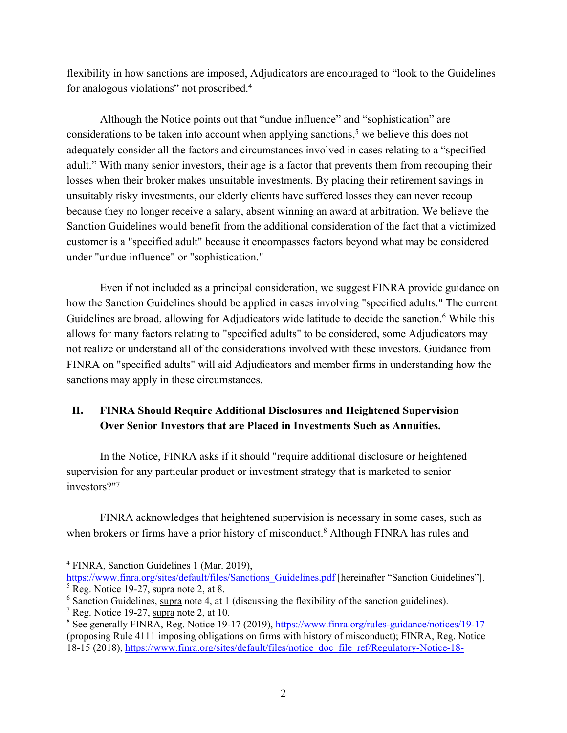flexibility in how sanctions are imposed, Adjudicators are encouraged to "look to the Guidelines for analogous violations" not proscribed.[4]

Although the Notice points out that "undue influence" and "sophistication" are considerations to be taken into account when applying sanctions,[5] we believe this does not adequately consider all the factors and circumstances involved in cases relating to a "specified adult." With many senior investors, their age is a factor that prevents them from recouping their losses when their broker makes unsuitable investments. By placing their retirement savings in unsuitably risky investments, our elderly clients have suffered losses they can never recoup because they no longer receive a salary, absent winning an award at arbitration. We believe the Sanction Guidelines would benefit from the additional consideration of the fact that a victimized customer is a "specified adult" because it encompasses factors beyond what may be considered under "undue influence" or "sophistication."

Even if not included as a principal consideration, we suggest FINRA provide guidance on how the Sanction Guidelines should be applied in cases involving "specified adults." The current Guidelines are broad, allowing for Adjudicators wide latitude to decide the sanction.[6] While this allows for many factors relating to "specified adults" to be considered, some Adjudicators may not realize or understand all of the considerations involved with these investors. Guidance from FINRA on "specified adults" will aid Adjudicators and member firms in understanding how the sanctions may apply in these circumstances.

## II. FINRA Should Require Additional Disclosures and Heightened Supervision <u>Over Senior Investors that are Placed in Investments Such as Annuities.</u>

In the Notice, FINRA asks if it should "require additional disclosure or heightened supervision for any particular product or investment strategy that is marketed to senior investors?"[7]

FINRA acknowledges that heightened supervision is necessary in some cases, such as when brokers or firms have a prior history of misconduct.[8] Although FINRA has rules and

---

[4] FINRA, Sanction Guidelines 1 (Mar. 2019), https://www.finra.org/sites/default/files/Sanctions_Guidelines.pdf [hereinafter "Sanction Guidelines"].

[5] Reg. Notice 19-27, <u>supra</u> note 2, at 8.

[6] Sanction Guidelines, <u>supra</u> note 4, at 1 (discussing the flexibility of the sanction guidelines).

[7] Reg. Notice 19-27, <u>supra</u> note 2, at 10.

[8] <u>See generally</u> FINRA, Reg. Notice 19-17 (2019), https://www.finra.org/rules-guidance/notices/19-17 (proposing Rule 4111 imposing obligations on firms with history of misconduct); FINRA, Reg. Notice 18-15 (2018), https://www.finra.org/sites/default/files/notice_doc_file_ref/Regulatory-Notice-18-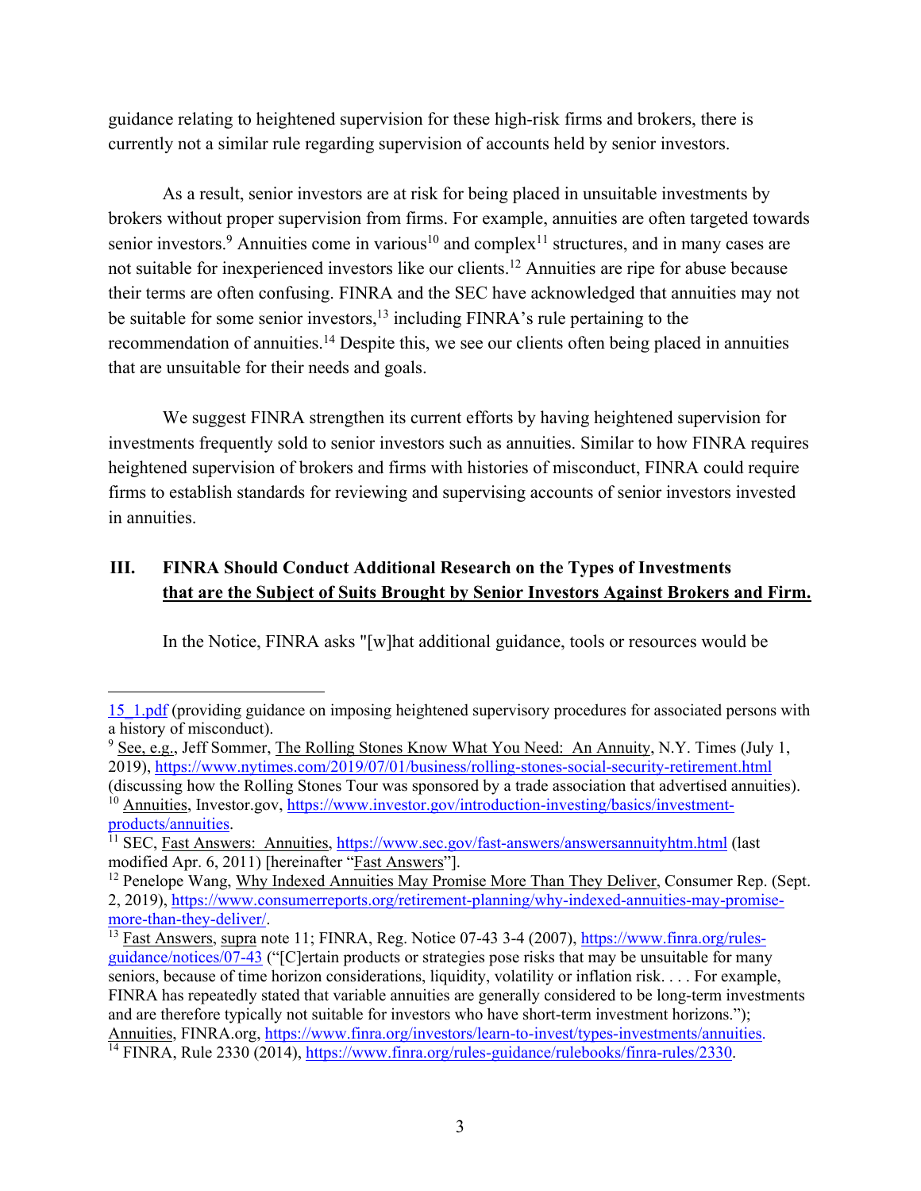guidance relating to heightened supervision for these high-risk firms and brokers, there is currently not a similar rule regarding supervision of accounts held by senior investors.

As a result, senior investors are at risk for being placed in unsuitable investments by brokers without proper supervision from firms. For example, annuities are often targeted towards senior investors.[9] Annuities come in various[10] and complex[11] structures, and in many cases are not suitable for inexperienced investors like our clients.[12] Annuities are ripe for abuse because their terms are often confusing. FINRA and the SEC have acknowledged that annuities may not be suitable for some senior investors,[13] including FINRA's rule pertaining to the recommendation of annuities.[14] Despite this, we see our clients often being placed in annuities that are unsuitable for their needs and goals.

We suggest FINRA strengthen its current efforts by having heightened supervision for investments frequently sold to senior investors such as annuities. Similar to how FINRA requires heightened supervision of brokers and firms with histories of misconduct, FINRA could require firms to establish standards for reviewing and supervising accounts of senior investors invested in annuities.

## III. FINRA Should Conduct Additional Research on the Types of Investments that are the Subject of Suits Brought by Senior Investors Against Brokers and Firm.

In the Notice, FINRA asks "[w]hat additional guidance, tools or resources would be

---

15_1.pdf (providing guidance on imposing heightened supervisory procedures for associated persons with a history of misconduct).

[9] See, e.g., Jeff Sommer, The Rolling Stones Know What You Need: An Annuity, N.Y. Times (July 1, 2019), https://www.nytimes.com/2019/07/01/business/rolling-stones-social-security-retirement.html (discussing how the Rolling Stones Tour was sponsored by a trade association that advertised annuities).

[10] Annuities, Investor.gov, https://www.investor.gov/introduction-investing/basics/investment-products/annuities.

[11] SEC, Fast Answers: Annuities, https://www.sec.gov/fast-answers/answersannuityhtm.html (last modified Apr. 6, 2011) [hereinafter "Fast Answers"].

[12] Penelope Wang, Why Indexed Annuities May Promise More Than They Deliver, Consumer Rep. (Sept. 2, 2019), https://www.consumerreports.org/retirement-planning/why-indexed-annuities-may-promise-more-than-they-deliver/.

[13] Fast Answers, supra note 11; FINRA, Reg. Notice 07-43 3-4 (2007), https://www.finra.org/rules-guidance/notices/07-43 ("[C]ertain products or strategies pose risks that may be unsuitable for many seniors, because of time horizon considerations, liquidity, volatility or inflation risk. . . . For example, FINRA has repeatedly stated that variable annuities are generally considered to be long-term investments and are therefore typically not suitable for investors who have short-term investment horizons."); Annuities, FINRA.org, https://www.finra.org/investors/learn-to-invest/types-investments/annuities.

[14] FINRA, Rule 2330 (2014), https://www.finra.org/rules-guidance/rulebooks/finra-rules/2330.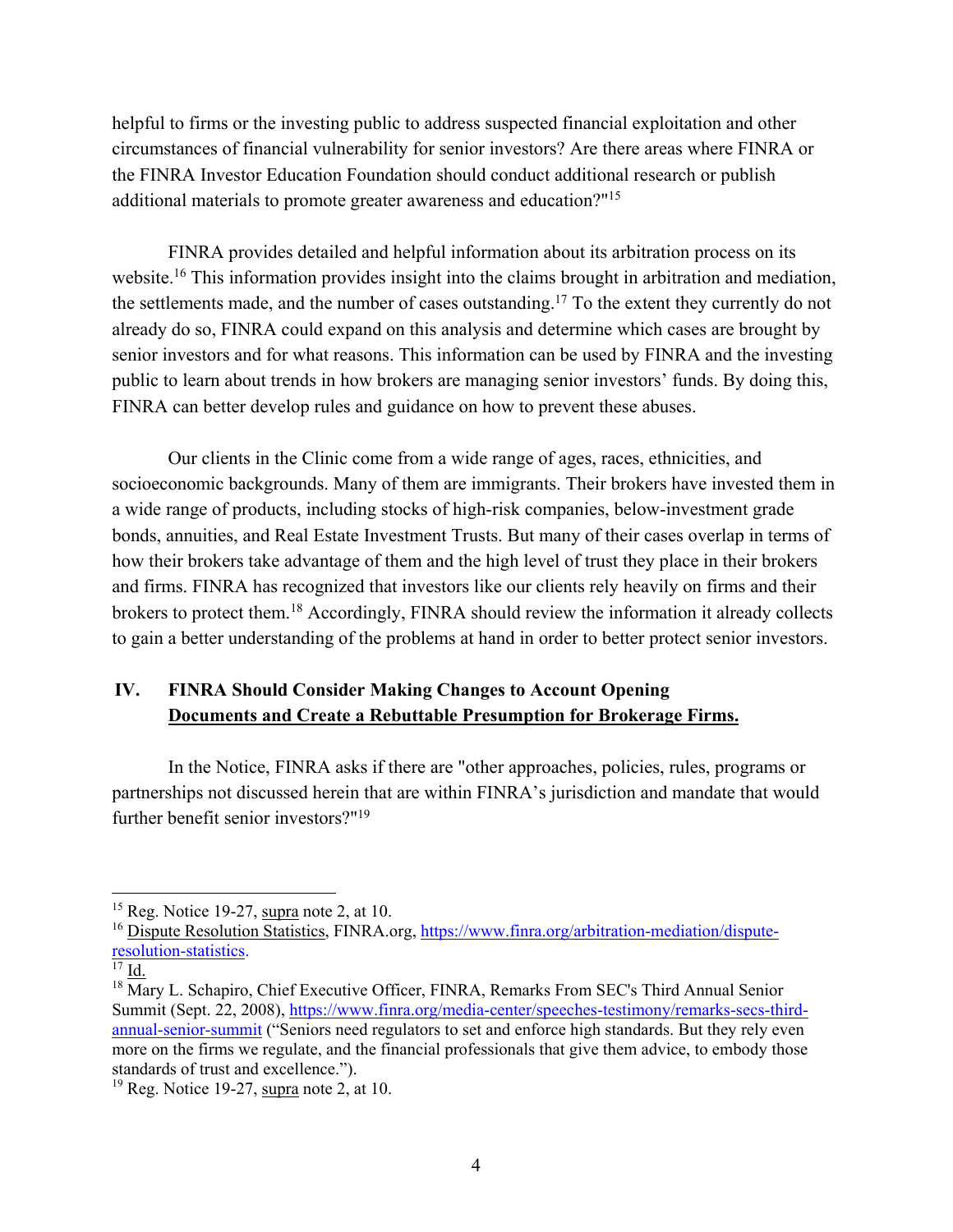helpful to firms or the investing public to address suspected financial exploitation and other circumstances of financial vulnerability for senior investors? Are there areas where FINRA or the FINRA Investor Education Foundation should conduct additional research or publish additional materials to promote greater awareness and education?"[15]

FINRA provides detailed and helpful information about its arbitration process on its website.[16] This information provides insight into the claims brought in arbitration and mediation, the settlements made, and the number of cases outstanding.[17] To the extent they currently do not already do so, FINRA could expand on this analysis and determine which cases are brought by senior investors and for what reasons. This information can be used by FINRA and the investing public to learn about trends in how brokers are managing senior investors' funds. By doing this, FINRA can better develop rules and guidance on how to prevent these abuses.

Our clients in the Clinic come from a wide range of ages, races, ethnicities, and socioeconomic backgrounds. Many of them are immigrants. Their brokers have invested them in a wide range of products, including stocks of high-risk companies, below-investment grade bonds, annuities, and Real Estate Investment Trusts. But many of their cases overlap in terms of how their brokers take advantage of them and the high level of trust they place in their brokers and firms. FINRA has recognized that investors like our clients rely heavily on firms and their brokers to protect them.[18] Accordingly, FINRA should review the information it already collects to gain a better understanding of the problems at hand in order to better protect senior investors.

## IV. FINRA Should Consider Making Changes to Account Opening Documents and Create a Rebuttable Presumption for Brokerage Firms.

In the Notice, FINRA asks if there are "other approaches, policies, rules, programs or partnerships not discussed herein that are within FINRA's jurisdiction and mandate that would further benefit senior investors?"[19]

---

[15] Reg. Notice 19-27, supra note 2, at 10.

[16] Dispute Resolution Statistics, FINRA.org, https://www.finra.org/arbitration-mediation/dispute-resolution-statistics.

[17] Id.

[18] Mary L. Schapiro, Chief Executive Officer, FINRA, Remarks From SEC's Third Annual Senior Summit (Sept. 22, 2008), https://www.finra.org/media-center/speeches-testimony/remarks-secs-third-annual-senior-summit ("Seniors need regulators to set and enforce high standards. But they rely even more on the firms we regulate, and the financial professionals that give them advice, to embody those standards of trust and excellence.").

[19] Reg. Notice 19-27, supra note 2, at 10.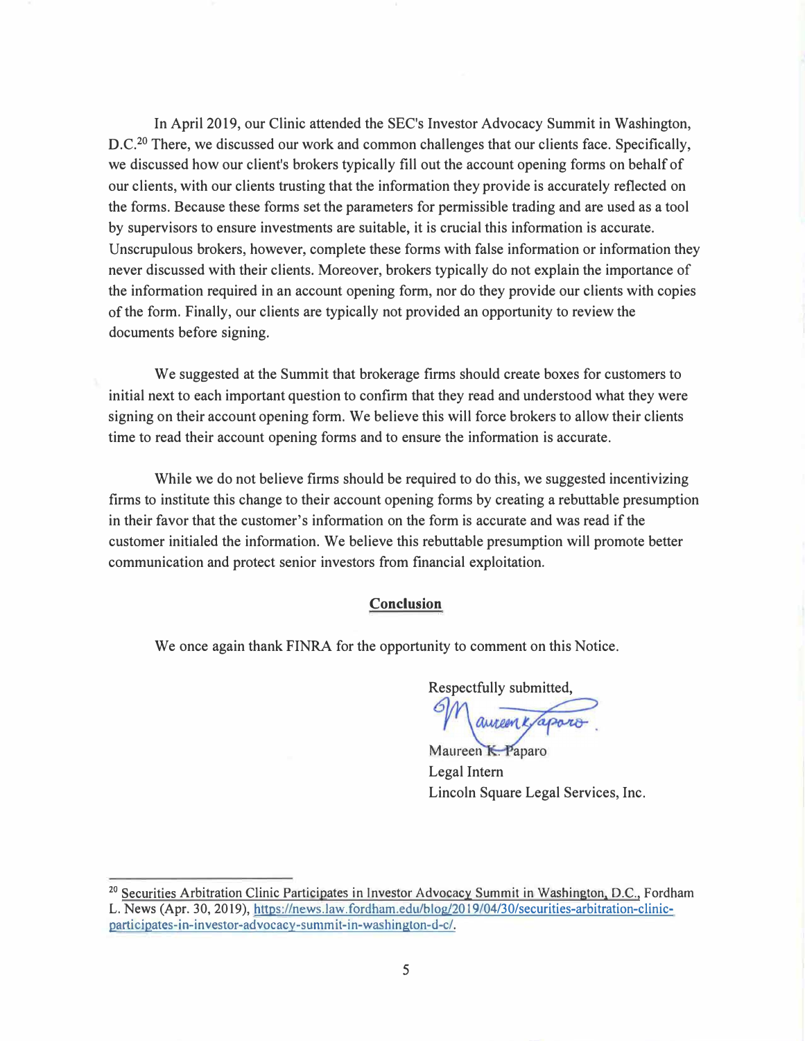In April 2019, our Clinic attended the SEC's Investor Advocacy Summit in Washington, D.C.[20] There, we discussed our work and common challenges that our clients face. Specifically, we discussed how our client's brokers typically fill out the account opening forms on behalf of our clients, with our clients trusting that the information they provide is accurately reflected on the forms. Because these forms set the parameters for permissible trading and are used as a tool by supervisors to ensure investments are suitable, it is crucial this information is accurate. Unscrupulous brokers, however, complete these forms with false information or information they never discussed with their clients. Moreover, brokers typically do not explain the importance of the information required in an account opening form, nor do they provide our clients with copies of the form. Finally, our clients are typically not provided an opportunity to review the documents before signing.

We suggested at the Summit that brokerage firms should create boxes for customers to initial next to each important question to confirm that they read and understood what they were signing on their account opening form. We believe this will force brokers to allow their clients time to read their account opening forms and to ensure the information is accurate.

While we do not believe firms should be required to do this, we suggested incentivizing firms to institute this change to their account opening forms by creating a rebuttable presumption in their favor that the customer's information on the form is accurate and was read if the customer initialed the information. We believe this rebuttable presumption will promote better communication and protect senior investors from financial exploitation.

## Conclusion

We once again thank FINRA for the opportunity to comment on this Notice.

Respectfully submitted,

Maureen K. Paparo
Legal Intern
Lincoln Square Legal Services, Inc.

---

[20] Securities Arbitration Clinic Participates in Investor Advocacy Summit in Washington, D.C., Fordham L. News (Apr. 30, 2019), https://news.law.fordham.edu/blog/2019/04/30/securities-arbitration-clinic-participates-in-investor-advocacy-summit-in-washington-d-c/.